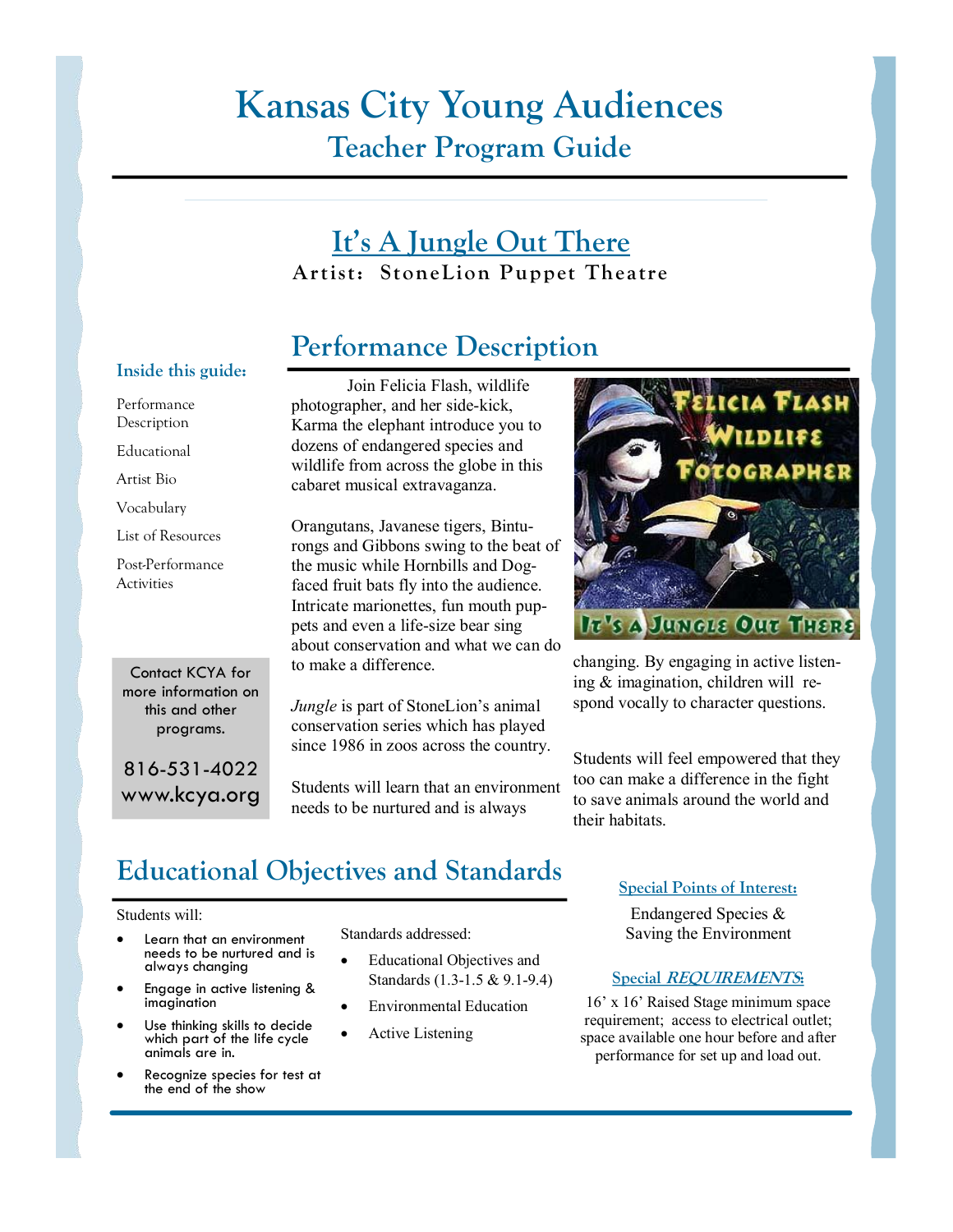# Kansas City Young Audiences

## Teacher Program Guide

## It's A Jungle Out There

**Artist: StoneLion Puppet Theatre**

### Inside this guide:

- Performance Description
- Educational
- Artist Bio
- Vocabulary
- List of Resources
- Post-Performance Activities

Contact KCYA for more information on this and other programs.

816-531-4022
www.kcya.org

## Performance Description

Join Felicia Flash, wildlife photographer, and her side-kick, Karma the elephant introduce you to dozens of endangered species and wildlife from across the globe in this cabaret musical extravaganza.

Orangutans, Javanese tigers, Binturongs and Gibbons swing to the beat of the music while Hornbills and Dog-faced fruit bats fly into the audience. Intricate marionettes, fun mouth puppets and even a life-size bear sing about conservation and what we can do to make a difference.

*Jungle* is part of StoneLion's animal conservation series which has played since 1986 in zoos across the country.

Students will learn that an environment needs to be nurtured and is always changing. By engaging in active listening & imagination, children will respond vocally to character questions.

Students will feel empowered that they too can make a difference in the fight to save animals around the world and their habitats.

## Educational Objectives and Standards

Students will:

- Learn that an environment needs to be nurtured and is always changing
- Engage in active listening & imagination
- Use thinking skills to decide which part of the life cycle animals are in.
- Recognize species for test at the end of the show

Standards addressed:

- Educational Objectives and Standards (1.3-1.5 & 9.1-9.4)
- Environmental Education
- Active Listening

### Special Points of Interest:

Endangered Species & Saving the Environment

### Special *REQUIREMENTS*:

16' x 16' Raised Stage minimum space requirement; access to electrical outlet; space available one hour before and after performance for set up and load out.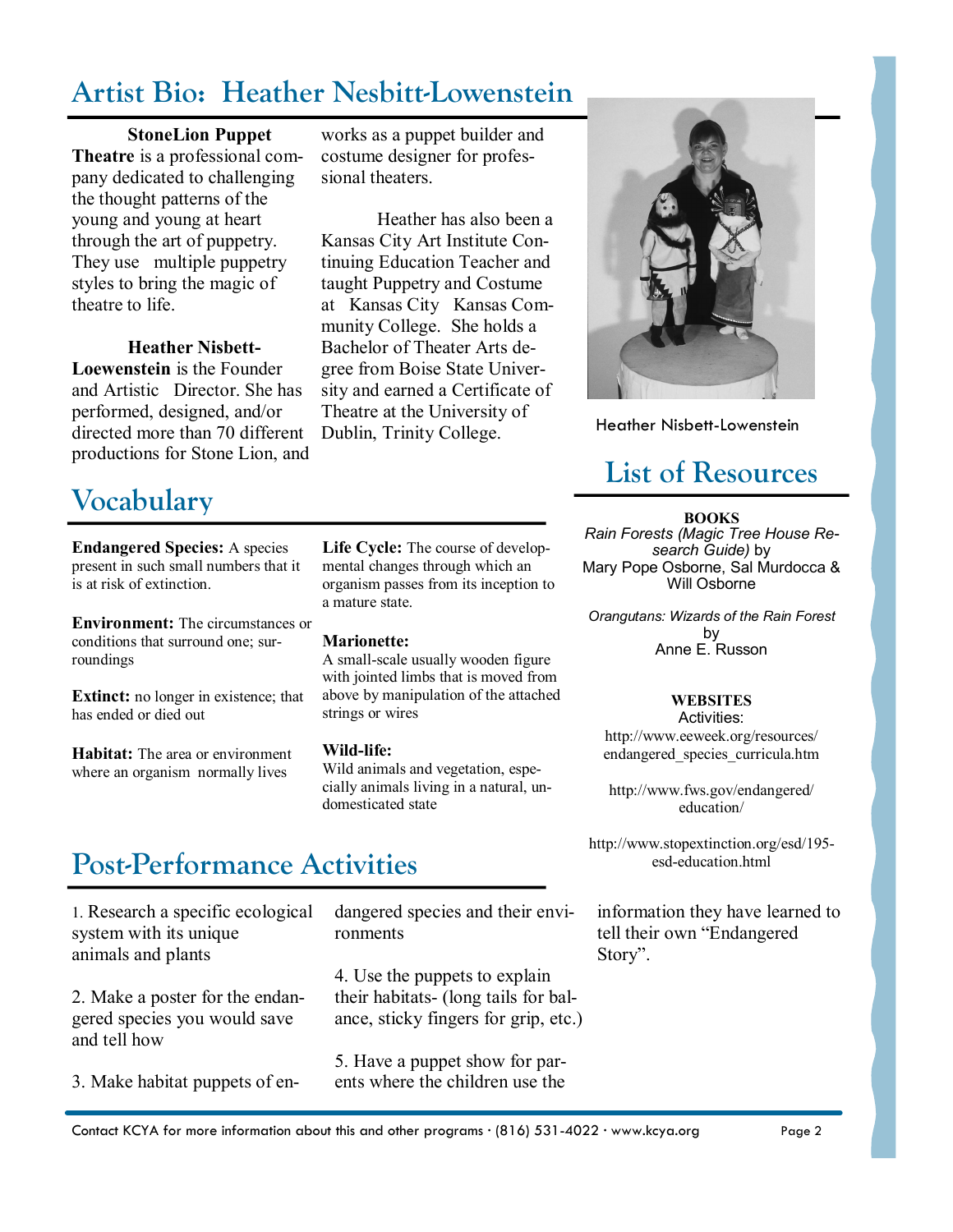# Artist Bio: Heather Nesbitt-Lowenstein

**StoneLion Puppet Theatre** is a professional company dedicated to challenging the thought patterns of the young and young at heart through the art of puppetry. They use multiple puppetry styles to bring the magic of theatre to life.

**Heather Nisbett-Loewenstein** is the Founder and Artistic Director. She has performed, designed, and/or directed more than 70 different productions for Stone Lion, and works as a puppet builder and costume designer for professional theaters.

Heather has also been a Kansas City Art Institute Continuing Education Teacher and taught Puppetry and Costume at Kansas City Kansas Community College. She holds a Bachelor of Theater Arts degree from Boise State University and earned a Certificate of Theatre at the University of Dublin, Trinity College.

Heather Nisbett-Lowenstein

# Vocabulary

**Endangered Species:** A species present in such small numbers that it is at risk of extinction.

**Environment:** The circumstances or conditions that surround one; surroundings

**Extinct:** no longer in existence; that has ended or died out

**Habitat:** The area or environment where an organism normally lives

**Life Cycle:** The course of developmental changes through which an organism passes from its inception to a mature state.

**Marionette:** A small-scale usually wooden figure with jointed limbs that is moved from above by manipulation of the attached strings or wires

**Wild-life:** Wild animals and vegetation, especially animals living in a natural, undomesticated state

# Post-Performance Activities

1. Research a specific ecological system with its unique animals and plants
2. Make a poster for the endangered species you would save and tell how
3. Make habitat puppets of endangered species and their environments
4. Use the puppets to explain their habitats- (long tails for balance, sticky fingers for grip, etc.)
5. Have a puppet show for parents where the children use the information they have learned to tell their own "Endangered Story".

# List of Resources

**BOOKS**

*Rain Forests (Magic Tree House Research Guide)* by Mary Pope Osborne, Sal Murdocca & Will Osborne

*Orangutans: Wizards of the Rain Forest* by Anne E. Russon

**WEBSITES**

Activities:

http://www.eeweek.org/resources/endangered_species_curricula.htm

http://www.fws.gov/endangered/education/

http://www.stopextinction.org/esd/195-esd-education.html

Contact KCYA for more information about this and other programs · (816) 531-4022 · www.kcya.org